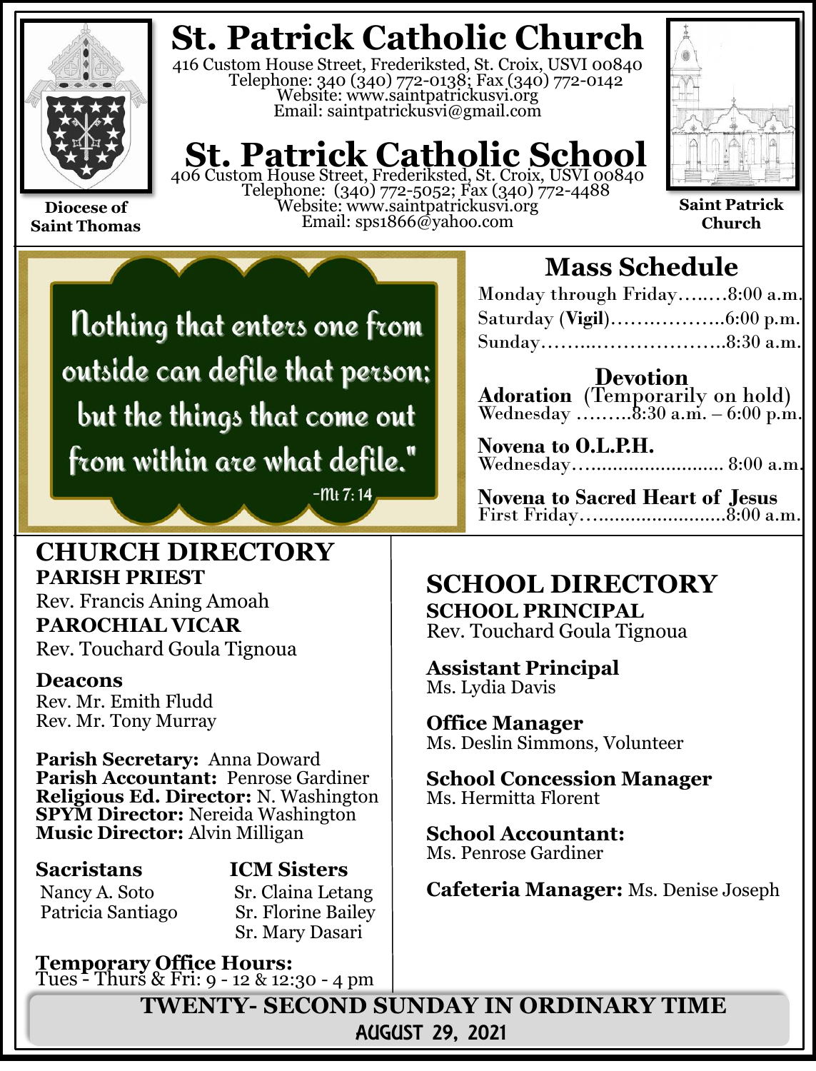# St. Patrick Catholic Church

416 Custom House Street, Frederiksted, St. Croix, USVI 00840
Telephone: 340 (340) 772-0138; Fax (340) 772-0142
Website: www.saintpatrickusvi.org
Email: saintpatrickusvi@gmail.com

# St. Patrick Catholic School

406 Custom House Street, Frederiksted, St. Croix, USVI 00840
Telephone: (340) 772-5052; Fax (340) 772-4488
Website: www.saintpatrickusvi.org
Email: sps1866@yahoo.com

**Diocese of Saint Thomas**

**Saint Patrick Church**

Nothing that enters one from outside can defile that person; but the things that come out from within are what defile."

-Mt 7: 14

## Mass Schedule

Monday through Friday……..8:00 a.m.
Saturday (**Vigil**)……………..6:00 p.m.
Sunday……..………………..8:30 a.m.

### Devotion

**Adoration** (Temporarily on hold)
Wednesday ………8:30 a.m. – 6:00 p.m.

**Novena to O.L.P.H.**
Wednesday……………………… 8:00 a.m.

**Novena to Sacred Heart of Jesus**
First Friday……………………..8:00 a.m.

## CHURCH DIRECTORY

**PARISH PRIEST**
Rev. Francis Aning Amoah

**PAROCHIAL VICAR**
Rev. Touchard Goula Tignoua

**Deacons**
Rev. Mr. Emith Fludd
Rev. Mr. Tony Murray

**Parish Secretary:** Anna Doward
**Parish Accountant:** Penrose Gardiner
**Religious Ed. Director:** N. Washington
**SPYM Director:** Nereida Washington
**Music Director:** Alvin Milligan

**Sacristans**
Nancy A. Soto
Patricia Santiago

**ICM Sisters**
Sr. Claina Letang
Sr. Florine Bailey
Sr. Mary Dasari

**Temporary Office Hours:**
Tues - Thurs & Fri: 9 - 12 & 12:30 - 4 pm

## SCHOOL DIRECTORY

**SCHOOL PRINCIPAL**
Rev. Touchard Goula Tignoua

**Assistant Principal**
Ms. Lydia Davis

**Office Manager**
Ms. Deslin Simmons, Volunteer

**School Concession Manager**
Ms. Hermitta Florent

**School Accountant:**
Ms. Penrose Gardiner

**Cafeteria Manager:** Ms. Denise Joseph

**TWENTY- SECOND SUNDAY IN ORDINARY TIME**
**AUGUST 29, 2021**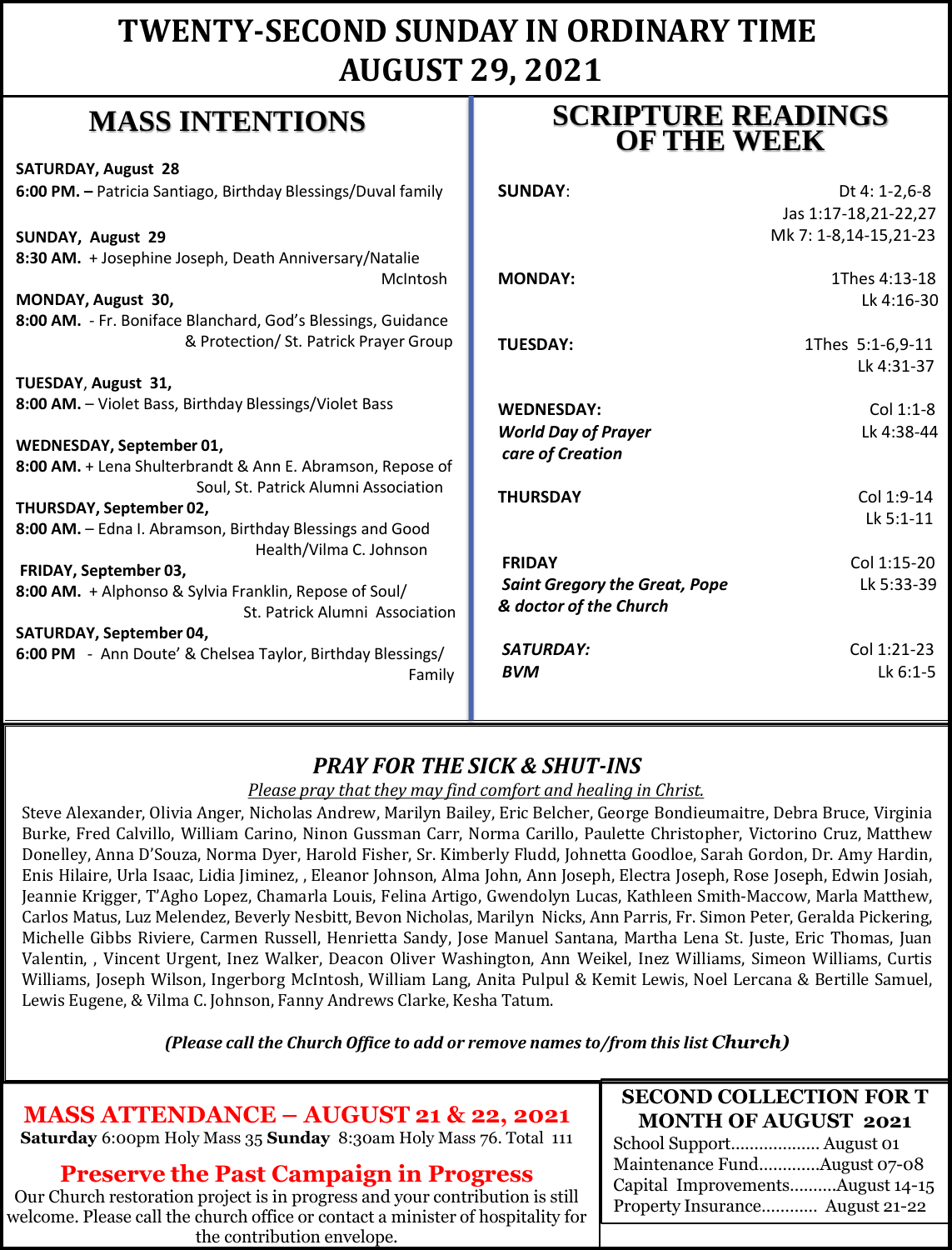# TWENTY-SECOND SUNDAY IN ORDINARY TIME
# AUGUST 29, 2021

## MASS INTENTIONS

**SATURDAY, August 28**
**6:00 PM. –** Patricia Santiago, Birthday Blessings/Duval family

**SUNDAY, August 29**
**8:30 AM.** + Josephine Joseph, Death Anniversary/Natalie McIntosh

**MONDAY, August 30,**
**8:00 AM.** - Fr. Boniface Blanchard, God's Blessings, Guidance & Protection/ St. Patrick Prayer Group

**TUESDAY, August 31,**
**8:00 AM.** – Violet Bass, Birthday Blessings/Violet Bass

**WEDNESDAY, September 01,**
**8:00 AM.** + Lena Shulterbrandt & Ann E. Abramson, Repose of Soul, St. Patrick Alumni Association

**THURSDAY, September 02,**
**8:00 AM.** – Edna I. Abramson, Birthday Blessings and Good Health/Vilma C. Johnson

**FRIDAY, September 03,**
**8:00 AM.** + Alphonso & Sylvia Franklin, Repose of Soul/ St. Patrick Alumni Association

**SATURDAY, September 04,**
**6:00 PM** - Ann Doute' & Chelsea Taylor, Birthday Blessings/ Family

## SCRIPTURE READINGS OF THE WEEK

**SUNDAY**: Dt 4: 1-2,6-8; Jas 1:17-18,21-22,27; Mk 7: 1-8,14-15,21-23

**MONDAY:** 1Thes 4:13-18; Lk 4:16-30

**TUESDAY:** 1Thes 5:1-6,9-11; Lk 4:31-37

**WEDNESDAY:** *World Day of Prayer care of Creation* — Col 1:1-8; Lk 4:38-44

**THURSDAY** Col 1:9-14; Lk 5:1-11

**FRIDAY** *Saint Gregory the Great, Pope & doctor of the Church* — Col 1:15-20; Lk 5:33-39

***SATURDAY:*** ***BVM*** — Col 1:21-23; Lk 6:1-5

### *PRAY FOR THE SICK & SHUT-INS*

*Please pray that they may find comfort and healing in Christ.*

Steve Alexander, Olivia Anger, Nicholas Andrew, Marilyn Bailey, Eric Belcher, George Bondieumaitre, Debra Bruce, Virginia Burke, Fred Calvillo, William Carino, Ninon Gussman Carr, Norma Carillo, Paulette Christopher, Victorino Cruz, Matthew Donelley, Anna D'Souza, Norma Dyer, Harold Fisher, Sr. Kimberly Fludd, Johnetta Goodloe, Sarah Gordon, Dr. Amy Hardin, Enis Hilaire, Urla Isaac, Lidia Jiminez, , Eleanor Johnson, Alma John, Ann Joseph, Electra Joseph, Rose Joseph, Edwin Josiah, Jeannie Krigger, T'Agho Lopez, Chamarla Louis, Felina Artigo, Gwendolyn Lucas, Kathleen Smith-Maccow, Marla Matthew, Carlos Matus, Luz Melendez, Beverly Nesbitt, Bevon Nicholas, Marilyn Nicks, Ann Parris, Fr. Simon Peter, Geralda Pickering, Michelle Gibbs Riviere, Carmen Russell, Henrietta Sandy, Jose Manuel Santana, Martha Lena St. Juste, Eric Thomas, Juan Valentin, , Vincent Urgent, Inez Walker, Deacon Oliver Washington, Ann Weikel, Inez Williams, Simeon Williams, Curtis Williams, Joseph Wilson, Ingerborg McIntosh, William Lang, Anita Pulpul & Kemit Lewis, Noel Lercana & Bertille Samuel, Lewis Eugene, & Vilma C. Johnson, Fanny Andrews Clarke, Kesha Tatum.

***(Please call the Church Office to add or remove names to/from this list Church)***

## MASS ATTENDANCE – AUGUST 21 & 22, 2021

**Saturday** 6:00pm Holy Mass 35 **Sunday** 8:30am Holy Mass 76. Total 111

## Preserve the Past Campaign in Progress

Our Church restoration project is in progress and your contribution is still welcome. Please call the church office or contact a minister of hospitality for the contribution envelope.

## SECOND COLLECTION FOR T MONTH OF AUGUST 2021

School Support.................. August 01
Maintenance Fund............August 07-08
Capital Improvements..........August 14-15
Property Insurance............ August 21-22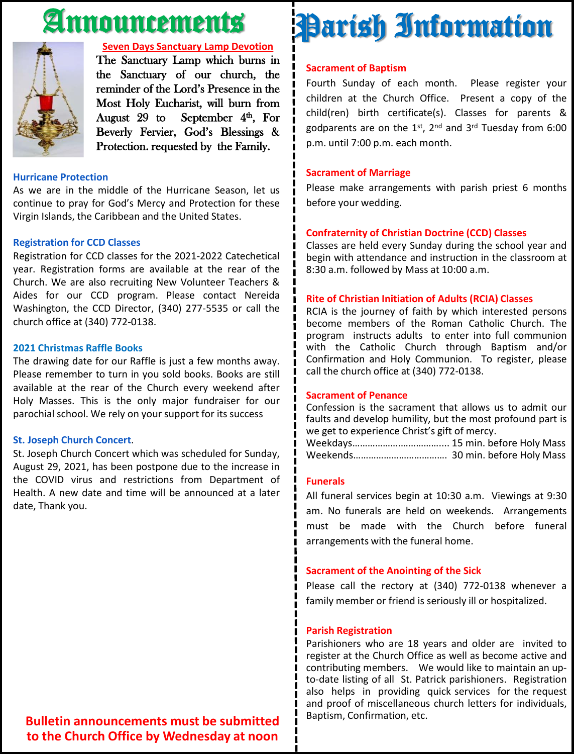# Announcements

**Seven Days Sanctuary Lamp Devotion**

The Sanctuary Lamp which burns in the Sanctuary of our church, the reminder of the Lord's Presence in the Most Holy Eucharist, will burn from August 29 to September 4th, For Beverly Fervier, God's Blessings & Protection. requested by the Family.

### Hurricane Protection

As we are in the middle of the Hurricane Season, let us continue to pray for God's Mercy and Protection for these Virgin Islands, the Caribbean and the United States.

### Registration for CCD Classes

Registration for CCD classes for the 2021-2022 Catechetical year. Registration forms are available at the rear of the Church. We are also recruiting New Volunteer Teachers & Aides for our CCD program. Please contact Nereida Washington, the CCD Director, (340) 277-5535 or call the church office at (340) 772-0138.

### 2021 Christmas Raffle Books

The drawing date for our Raffle is just a few months away. Please remember to turn in you sold books. Books are still available at the rear of the Church every weekend after Holy Masses. This is the only major fundraiser for our parochial school. We rely on your support for its success

### St. Joseph Church Concert.

St. Joseph Church Concert which was scheduled for Sunday, August 29, 2021, has been postpone due to the increase in the COVID virus and restrictions from Department of Health. A new date and time will be announced at a later date, Thank you.

**Bulletin announcements must be submitted to the Church Office by Wednesday at noon**

# Parish Information

### Sacrament of Baptism

Fourth Sunday of each month. Please register your children at the Church Office. Present a copy of the child(ren) birth certificate(s). Classes for parents & godparents are on the 1st, 2nd and 3rd Tuesday from 6:00 p.m. until 7:00 p.m. each month.

### Sacrament of Marriage

Please make arrangements with parish priest 6 months before your wedding.

### Confraternity of Christian Doctrine (CCD) Classes

Classes are held every Sunday during the school year and begin with attendance and instruction in the classroom at 8:30 a.m. followed by Mass at 10:00 a.m.

### Rite of Christian Initiation of Adults (RCIA) Classes

RCIA is the journey of faith by which interested persons become members of the Roman Catholic Church. The program instructs adults to enter into full communion with the Catholic Church through Baptism and/or Confirmation and Holy Communion. To register, please call the church office at (340) 772-0138.

### Sacrament of Penance

Confession is the sacrament that allows us to admit our faults and develop humility, but the most profound part is we get to experience Christ's gift of mercy.

Weekdays…………………………….... 15 min. before Holy Mass
Weekends………………………………. 30 min. before Holy Mass

### Funerals

All funeral services begin at 10:30 a.m. Viewings at 9:30 am. No funerals are held on weekends. Arrangements must be made with the Church before funeral arrangements with the funeral home.

### Sacrament of the Anointing of the Sick

Please call the rectory at (340) 772-0138 whenever a family member or friend is seriously ill or hospitalized.

### Parish Registration

Parishioners who are 18 years and older are invited to register at the Church Office as well as become active and contributing members. We would like to maintain an up-to-date listing of all St. Patrick parishioners. Registration also helps in providing quick services for the request and proof of miscellaneous church letters for individuals, Baptism, Confirmation, etc.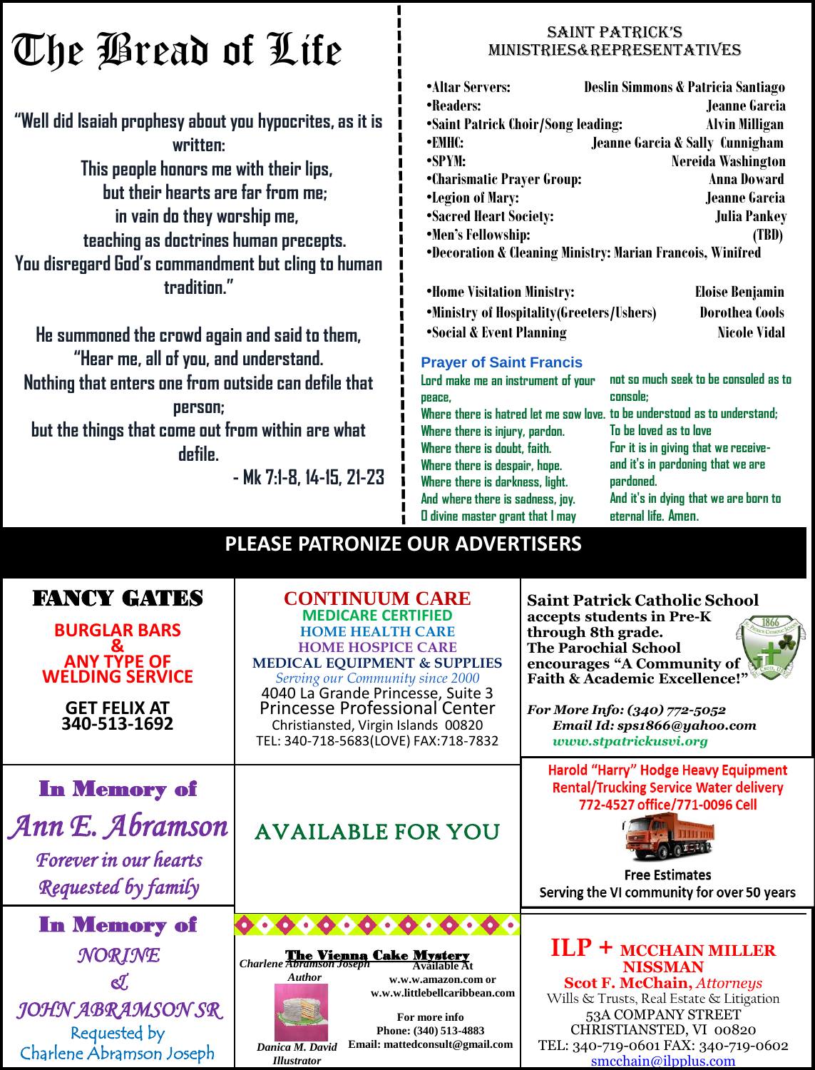# The Bread of Life

**"Well did Isaiah prophesy about you hypocrites, as it is written:**
**This people honors me with their lips,**
**but their hearts are far from me;**
**in vain do they worship me,**
**teaching as doctrines human precepts.**
**You disregard God's commandment but cling to human tradition."**

**He summoned the crowd again and said to them, "Hear me, all of you, and understand.**
**Nothing that enters one from outside can defile that person;**
**but the things that come out from within are what defile.**

**- Mk 7:1-8, 14-15, 21-23**

## SAINT PATRICK'S MINISTRIES&REPRESENTATIVES

- **Altar Servers:** Deslin Simmons & Patricia Santiago
- **Readers:** Jeanne Garcia
- **Saint Patrick Choir/Song leading:** Alvin Milligan
- **EMHC:** Jeanne Garcia & Sally Cunningham
- **SPYM:** Nereida Washington
- **Charismatic Prayer Group:** Anna Doward
- **Legion of Mary:** Jeanne Garcia
- **Sacred Heart Society:** Julia Pankey
- **Men's Fellowship:** (TBD)
- **Decoration & Cleaning Ministry:** Marian Francois, Winifred

- **Home Visitation Ministry:** Eloise Benjamin
- **Ministry of Hospitality(Greeters/Ushers)** Dorothea Cools
- **Social & Event Planning** Nicole Vidal

### Prayer of Saint Francis

Lord make me an instrument of your peace,
Where there is hatred let me sow love.
Where there is injury, pardon.
Where there is doubt, faith.
Where there is despair, hope.
Where there is darkness, light.
And where there is sadness, joy.
O divine master grant that I may
not so much seek to be consoled as to console;
to be understood as to understand;
To be loved as to love
For it is in giving that we receive-
and it's in pardoning that we are pardoned.
And it's in dying that we are born to eternal life. Amen.

## PLEASE PATRONIZE OUR ADVERTISERS

**FANCY GATES**
BURGLAR BARS
&
ANY TYPE OF WELDING SERVICE
GET FELIX AT
340-513-1692

**CONTINUUM CARE**
MEDICARE CERTIFIED
HOME HEALTH CARE
HOME HOSPICE CARE
MEDICAL EQUIPMENT & SUPPLIES
*Serving our Community since 2000*
4040 La Grande Princesse, Suite 3
Princesse Professional Center
Christiansted, Virgin Islands 00820
TEL: 340-718-5683(LOVE) FAX:718-7832

**Saint Patrick Catholic School** accepts students in Pre-K through 8th grade.
The Parochial School encourages "A Community of Faith & Academic Excellence!"
*For More Info: (340) 772-5052*
*Email Id: sps1866@yahoo.com*
*www.stpatrickusvi.org*

**In Memory of**
*Ann E. Abramson*
*Forever in our hearts*
*Requested by family*

AVAILABLE FOR YOU

Harold "Harry" Hodge Heavy Equipment Rental/Trucking Service Water delivery
772-4527 office/771-0096 Cell
Free Estimates
Serving the VI community for over 50 years

**In Memory of**
*NORINE*
*&*
*JOHN ABRAMSON SR*
Requested by
Charlene Abramson Joseph

**The Vienna Cake Mystery**
*Charlene Abramson Joseph*
*Author*
*Danica M. David*
*Illustrator*
Available At
w.w.w.amazon.com or
w.w.w.littlebellcaribbean.com
For more info
Phone: (340) 513-4883
Email: mattedconsult@gmail.com

**ILP + MCCHAIN MILLER NISSMAN**
**Scot F. McChain,** *Attorneys*
Wills & Trusts, Real Estate & Litigation
53A COMPANY STREET
CHRISTIANSTED, VI 00820
TEL: 340-719-0601 FAX: 340-719-0602
smcchain@ilpplus.com